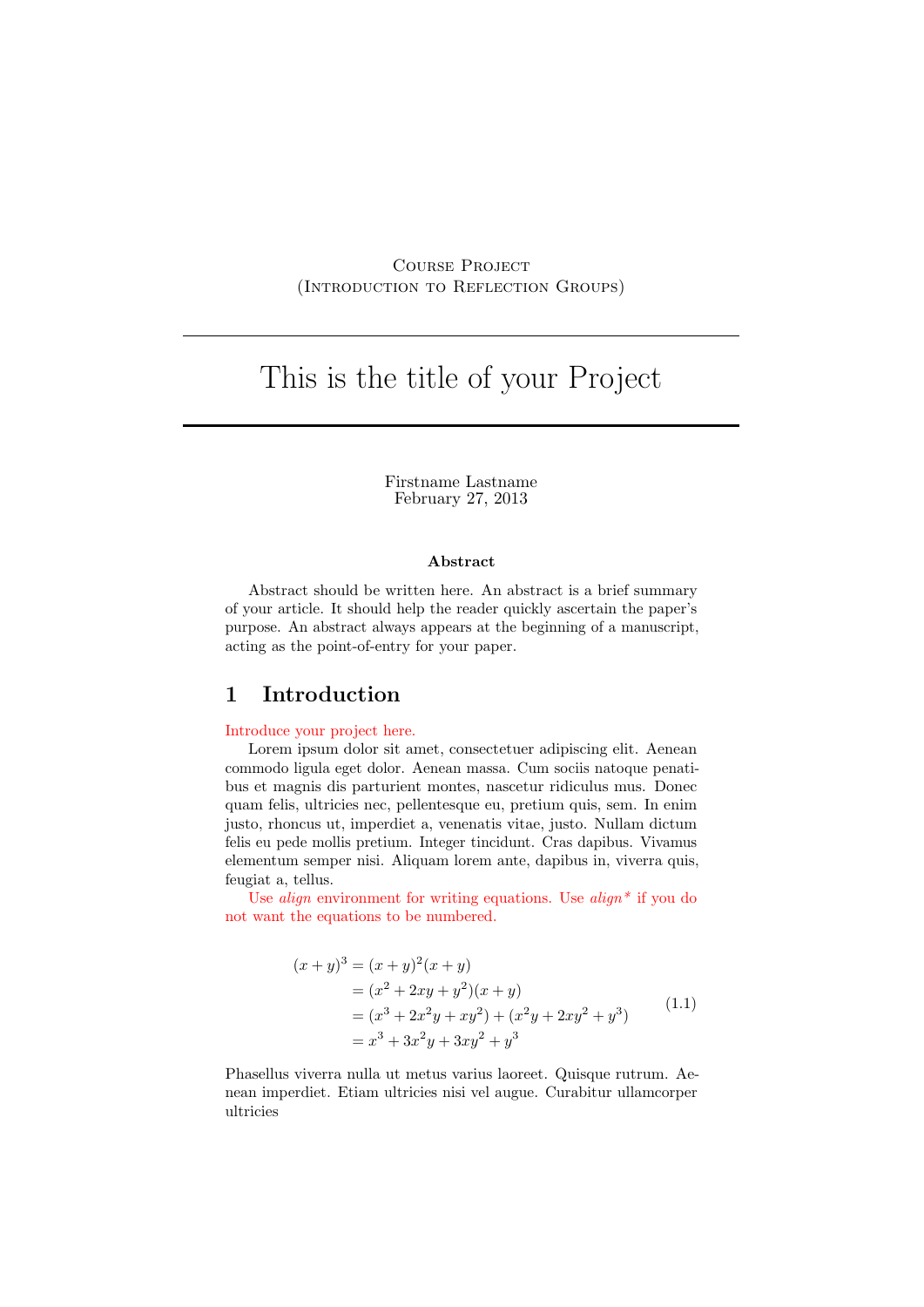Course Project
(Introduction to Reflection Groups)

# This is the title of your Project

Firstname Lastname
February 27, 2013

**Abstract**

Abstract should be written here. An abstract is a brief summary of your article. It should help the reader quickly ascertain the paper's purpose. An abstract always appears at the beginning of a manuscript, acting as the point-of-entry for your paper.

## 1 Introduction

Introduce your project here.

Lorem ipsum dolor sit amet, consectetuer adipiscing elit. Aenean commodo ligula eget dolor. Aenean massa. Cum sociis natoque penatibus et magnis dis parturient montes, nascetur ridiculus mus. Donec quam felis, ultricies nec, pellentesque eu, pretium quis, sem. In enim justo, rhoncus ut, imperdiet a, venenatis vitae, justo. Nullam dictum felis eu pede mollis pretium. Integer tincidunt. Cras dapibus. Vivamus elementum semper nisi. Aliquam lorem ante, dapibus in, viverra quis, feugiat a, tellus.

Use *align* environment for writing equations. Use *align\** if you do not want the equations to be numbered.

$$
\begin{aligned}
(x+y)^3 &= (x+y)^2(x+y) \\
&= (x^2+2xy+y^2)(x+y) \\
&= (x^3+2x^2y+xy^2)+(x^2y+2xy^2+y^3) \\
&= x^3+3x^2y+3xy^2+y^3
\end{aligned}
\tag{1.1}
$$

Phasellus viverra nulla ut metus varius laoreet. Quisque rutrum. Aenean imperdiet. Etiam ultricies nisi vel augue. Curabitur ullamcorper ultricies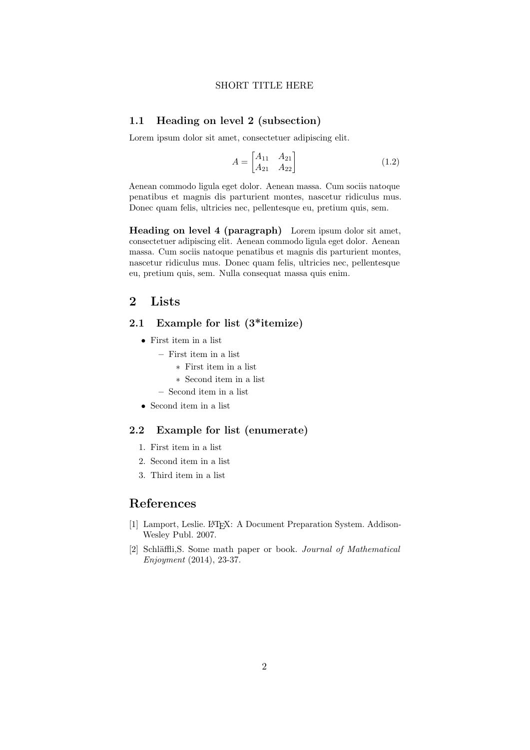### 1.1 Heading on level 2 (subsection)

Lorem ipsum dolor sit amet, consectetuer adipiscing elit.

$$A = \begin{bmatrix} A_{11} & A_{21} \\ A_{21} & A_{22} \end{bmatrix} \tag{1.2}$$

Aenean commodo ligula eget dolor. Aenean massa. Cum sociis natoque penatibus et magnis dis parturient montes, nascetur ridiculus mus. Donec quam felis, ultricies nec, pellentesque eu, pretium quis, sem.

**Heading on level 4 (paragraph)** Lorem ipsum dolor sit amet, consectetuer adipiscing elit. Aenean commodo ligula eget dolor. Aenean massa. Cum sociis natoque penatibus et magnis dis parturient montes, nascetur ridiculus mus. Donec quam felis, ultricies nec, pellentesque eu, pretium quis, sem. Nulla consequat massa quis enim.

## 2 Lists

### 2.1 Example for list (3*itemize)

- First item in a list
  - First item in a list
    - First item in a list
    - Second item in a list
  - Second item in a list
- Second item in a list

### 2.2 Example for list (enumerate)

1. First item in a list
2. Second item in a list
3. Third item in a list

## References

[1] Lamport, Leslie. LaTeX: A Document Preparation System. Addison-Wesley Publ. 2007.

[2] Schläffli,S. Some math paper or book. *Journal of Mathematical Enjoyment* (2014), 23-37.